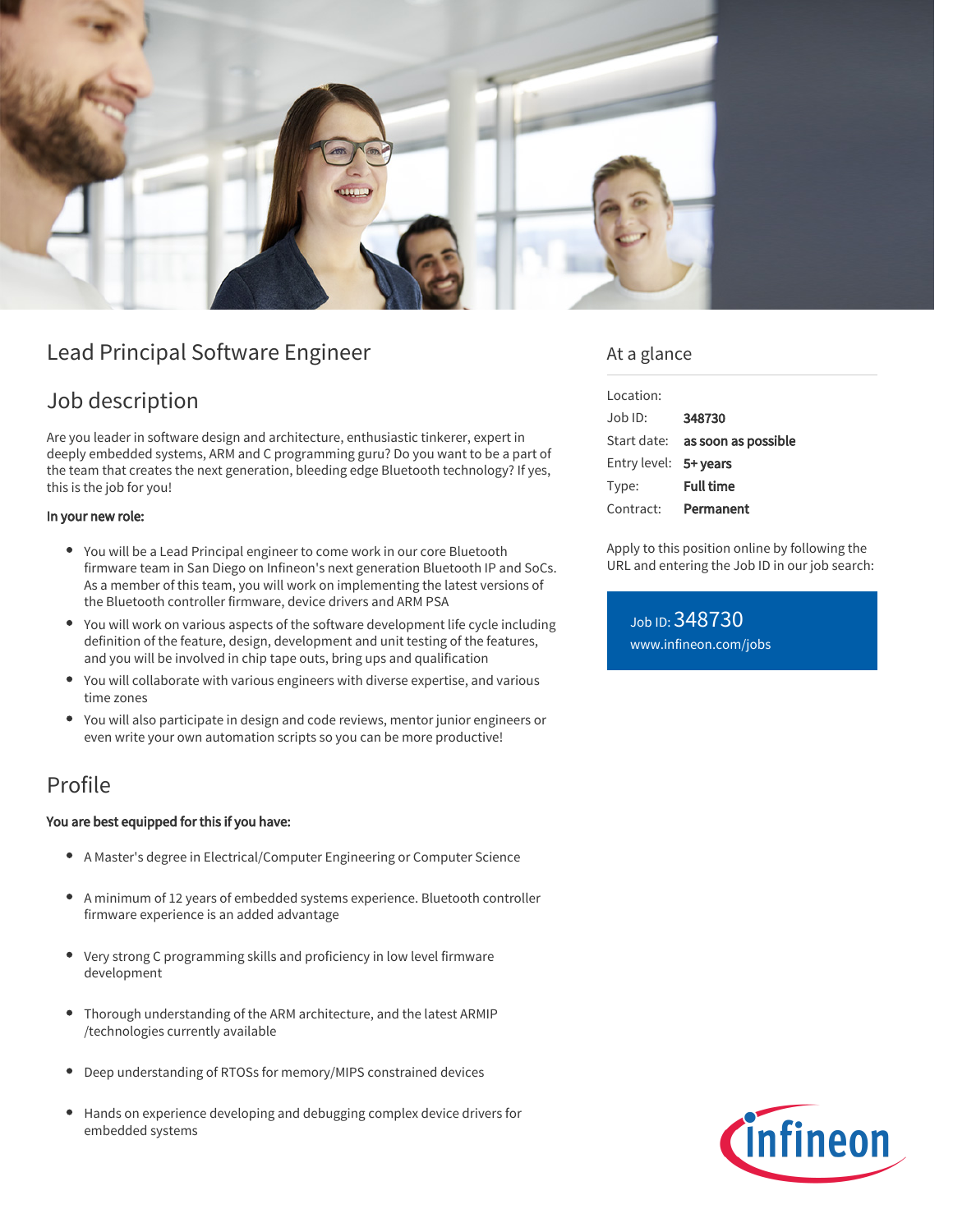# Lead Principal Software Engineer

## Job description

Are you leader in software design and architecture, enthusiastic tinkerer, expert in deeply embedded systems, ARM and C programming guru? Do you want to be a part of the team that creates the next generation, bleeding edge Bluetooth technology? If yes, this is the job for you!

**In your new role:**

- You will be a Lead Principal engineer to come work in our core Bluetooth firmware team in San Diego on Infineon's next generation Bluetooth IP and SoCs. As a member of this team, you will work on implementing the latest versions of the Bluetooth controller firmware, device drivers and ARM PSA
- You will work on various aspects of the software development life cycle including definition of the feature, design, development and unit testing of the features, and you will be involved in chip tape outs, bring ups and qualification
- You will collaborate with various engineers with diverse expertise, and various time zones
- You will also participate in design and code reviews, mentor junior engineers or even write your own automation scripts so you can be more productive!

## Profile

**You are best equipped for this if you have:**

- A Master's degree in Electrical/Computer Engineering or Computer Science
- A minimum of 12 years of embedded systems experience. Bluetooth controller firmware experience is an added advantage
- Very strong C programming skills and proficiency in low level firmware development
- Thorough understanding of the ARM architecture, and the latest ARMIP /technologies currently available
- Deep understanding of RTOSs for memory/MIPS constrained devices
- Hands on experience developing and debugging complex device drivers for embedded systems

## At a glance

| | |
|---|---|
| Location: | |
| Job ID: | **348730** |
| Start date: | **as soon as possible** |
| Entry level: | **5+ years** |
| Type: | **Full time** |
| Contract: | **Permanent** |

Apply to this position online by following the URL and entering the Job ID in our job search:

Job ID: 348730
www.infineon.com/jobs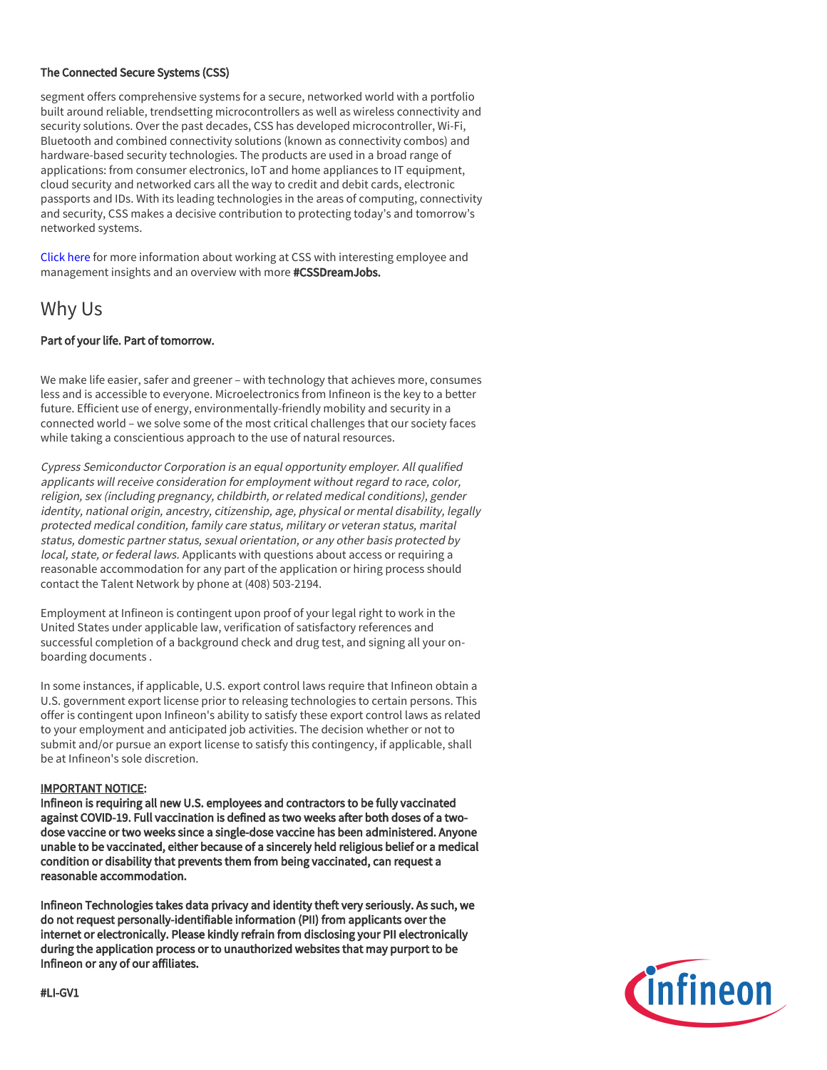**The Connected Secure Systems (CSS)**

segment offers comprehensive systems for a secure, networked world with a portfolio built around reliable, trendsetting microcontrollers as well as wireless connectivity and security solutions. Over the past decades, CSS has developed microcontroller, Wi-Fi, Bluetooth and combined connectivity solutions (known as connectivity combos) and hardware-based security technologies. The products are used in a broad range of applications: from consumer electronics, IoT and home appliances to IT equipment, cloud security and networked cars all the way to credit and debit cards, electronic passports and IDs. With its leading technologies in the areas of computing, connectivity and security, CSS makes a decisive contribution to protecting today's and tomorrow's networked systems.

Click here for more information about working at CSS with interesting employee and management insights and an overview with more **#CSSDreamJobs.**

## Why Us

**Part of your life. Part of tomorrow.**

We make life easier, safer and greener – with technology that achieves more, consumes less and is accessible to everyone. Microelectronics from Infineon is the key to a better future. Efficient use of energy, environmentally-friendly mobility and security in a connected world – we solve some of the most critical challenges that our society faces while taking a conscientious approach to the use of natural resources.

*Cypress Semiconductor Corporation is an equal opportunity employer. All qualified applicants will receive consideration for employment without regard to race, color, religion, sex (including pregnancy, childbirth, or related medical conditions), gender identity, national origin, ancestry, citizenship, age, physical or mental disability, legally protected medical condition, family care status, military or veteran status, marital status, domestic partner status, sexual orientation, or any other basis protected by local, state, or federal laws.* Applicants with questions about access or requiring a reasonable accommodation for any part of the application or hiring process should contact the Talent Network by phone at (408) 503-2194.

Employment at Infineon is contingent upon proof of your legal right to work in the United States under applicable law, verification of satisfactory references and successful completion of a background check and drug test, and signing all your on-boarding documents .

In some instances, if applicable, U.S. export control laws require that Infineon obtain a U.S. government export license prior to releasing technologies to certain persons. This offer is contingent upon Infineon's ability to satisfy these export control laws as related to your employment and anticipated job activities. The decision whether or not to submit and/or pursue an export license to satisfy this contingency, if applicable, shall be at Infineon's sole discretion.

**IMPORTANT NOTICE:**
**Infineon is requiring all new U.S. employees and contractors to be fully vaccinated against COVID-19. Full vaccination is defined as two weeks after both doses of a two-dose vaccine or two weeks since a single-dose vaccine has been administered. Anyone unable to be vaccinated, either because of a sincerely held religious belief or a medical condition or disability that prevents them from being vaccinated, can request a reasonable accommodation.**

**Infineon Technologies takes data privacy and identity theft very seriously. As such, we do not request personally-identifiable information (PII) from applicants over the internet or electronically. Please kindly refrain from disclosing your PII electronically during the application process or to unauthorized websites that may purport to be Infineon or any of our affiliates.**

**#LI-GV1**

infineon